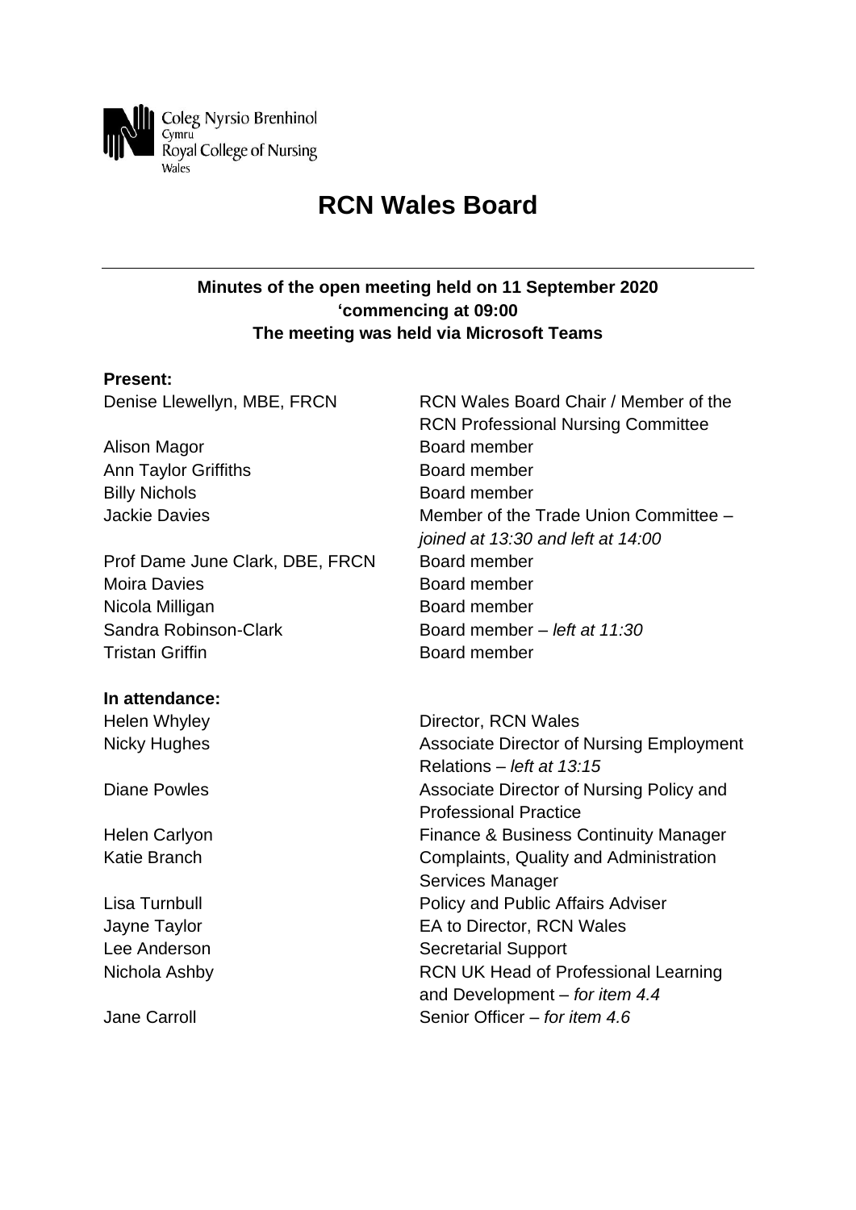Coleg Nyrsio Brenhinol
Cymru
Royal College of Nursing
Wales

# RCN Wales Board

**Minutes of the open meeting held on 11 September 2020**
**'commencing at 09:00**
**The meeting was held via Microsoft Teams**

**Present:**

| | |
|---|---|
| Denise Llewellyn, MBE, FRCN | RCN Wales Board Chair / Member of the RCN Professional Nursing Committee |
| Alison Magor | Board member |
| Ann Taylor Griffiths | Board member |
| Billy Nichols | Board member |
| Jackie Davies | Member of the Trade Union Committee – *joined at 13:30 and left at 14:00* |
| Prof Dame June Clark, DBE, FRCN | Board member |
| Moira Davies | Board member |
| Nicola Milligan | Board member |
| Sandra Robinson-Clark | Board member – *left at 11:30* |
| Tristan Griffin | Board member |

**In attendance:**

| | |
|---|---|
| Helen Whyley | Director, RCN Wales |
| Nicky Hughes | Associate Director of Nursing Employment Relations – *left at 13:15* |
| Diane Powles | Associate Director of Nursing Policy and Professional Practice |
| Helen Carlyon | Finance & Business Continuity Manager |
| Katie Branch | Complaints, Quality and Administration Services Manager |
| Lisa Turnbull | Policy and Public Affairs Adviser |
| Jayne Taylor | EA to Director, RCN Wales |
| Lee Anderson | Secretarial Support |
| Nichola Ashby | RCN UK Head of Professional Learning and Development – *for item 4.4* |
| Jane Carroll | Senior Officer – *for item 4.6* |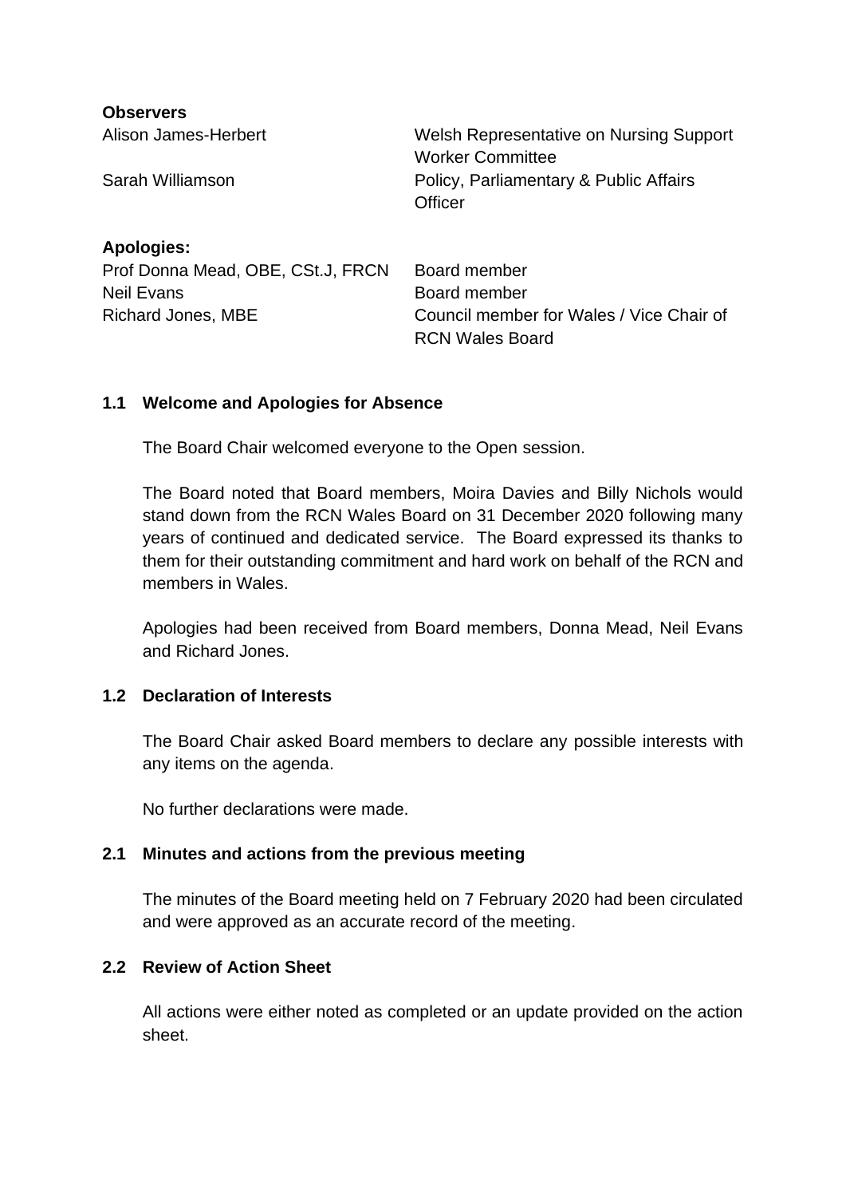**Observers**

| | |
|---|---|
| Alison James-Herbert | Welsh Representative on Nursing Support Worker Committee |
| Sarah Williamson | Policy, Parliamentary & Public Affairs Officer |

**Apologies:**

| | |
|---|---|
| Prof Donna Mead, OBE, CSt.J, FRCN | Board member |
| Neil Evans | Board member |
| Richard Jones, MBE | Council member for Wales / Vice Chair of RCN Wales Board |

### 1.1 Welcome and Apologies for Absence

The Board Chair welcomed everyone to the Open session.

The Board noted that Board members, Moira Davies and Billy Nichols would stand down from the RCN Wales Board on 31 December 2020 following many years of continued and dedicated service. The Board expressed its thanks to them for their outstanding commitment and hard work on behalf of the RCN and members in Wales.

Apologies had been received from Board members, Donna Mead, Neil Evans and Richard Jones.

### 1.2 Declaration of Interests

The Board Chair asked Board members to declare any possible interests with any items on the agenda.

No further declarations were made.

### 2.1 Minutes and actions from the previous meeting

The minutes of the Board meeting held on 7 February 2020 had been circulated and were approved as an accurate record of the meeting.

### 2.2 Review of Action Sheet

All actions were either noted as completed or an update provided on the action sheet.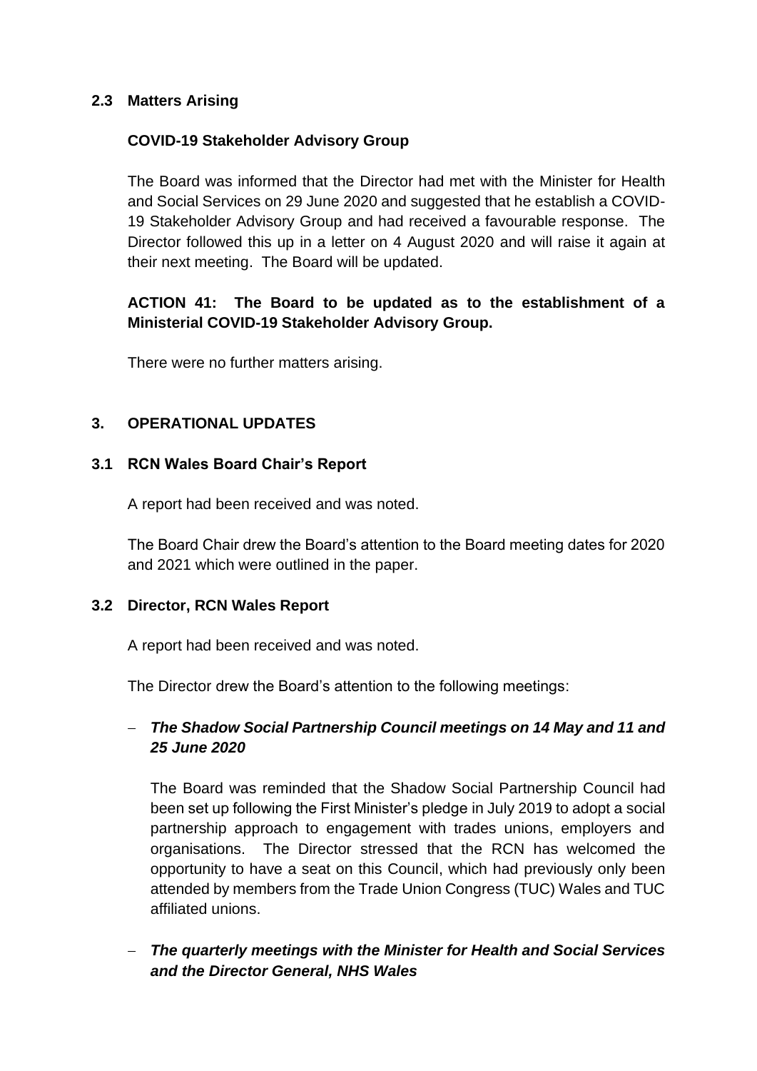### 2.3 Matters Arising

**COVID-19 Stakeholder Advisory Group**

The Board was informed that the Director had met with the Minister for Health and Social Services on 29 June 2020 and suggested that he establish a COVID-19 Stakeholder Advisory Group and had received a favourable response. The Director followed this up in a letter on 4 August 2020 and will raise it again at their next meeting. The Board will be updated.

**ACTION 41: The Board to be updated as to the establishment of a Ministerial COVID-19 Stakeholder Advisory Group.**

There were no further matters arising.

## 3. OPERATIONAL UPDATES

### 3.1 RCN Wales Board Chair's Report

A report had been received and was noted.

The Board Chair drew the Board's attention to the Board meeting dates for 2020 and 2021 which were outlined in the paper.

### 3.2 Director, RCN Wales Report

A report had been received and was noted.

The Director drew the Board's attention to the following meetings:

- ***The Shadow Social Partnership Council meetings on 14 May and 11 and 25 June 2020***

  The Board was reminded that the Shadow Social Partnership Council had been set up following the First Minister's pledge in July 2019 to adopt a social partnership approach to engagement with trades unions, employers and organisations. The Director stressed that the RCN has welcomed the opportunity to have a seat on this Council, which had previously only been attended by members from the Trade Union Congress (TUC) Wales and TUC affiliated unions.

- ***The quarterly meetings with the Minister for Health and Social Services and the Director General, NHS Wales***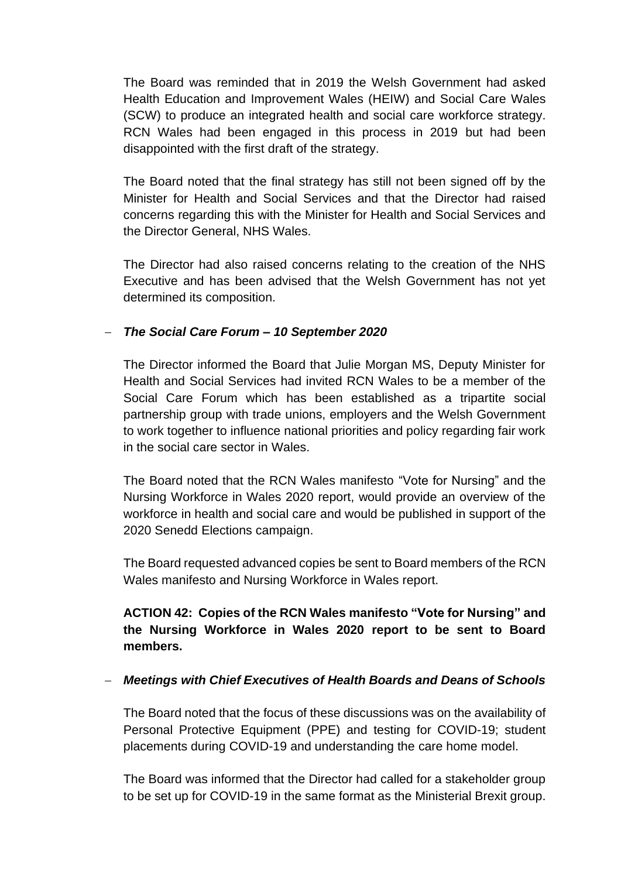The Board was reminded that in 2019 the Welsh Government had asked Health Education and Improvement Wales (HEIW) and Social Care Wales (SCW) to produce an integrated health and social care workforce strategy. RCN Wales had been engaged in this process in 2019 but had been disappointed with the first draft of the strategy.

The Board noted that the final strategy has still not been signed off by the Minister for Health and Social Services and that the Director had raised concerns regarding this with the Minister for Health and Social Services and the Director General, NHS Wales.

The Director had also raised concerns relating to the creation of the NHS Executive and has been advised that the Welsh Government has not yet determined its composition.

- ***The Social Care Forum – 10 September 2020***

  The Director informed the Board that Julie Morgan MS, Deputy Minister for Health and Social Services had invited RCN Wales to be a member of the Social Care Forum which has been established as a tripartite social partnership group with trade unions, employers and the Welsh Government to work together to influence national priorities and policy regarding fair work in the social care sector in Wales.

  The Board noted that the RCN Wales manifesto "Vote for Nursing" and the Nursing Workforce in Wales 2020 report, would provide an overview of the workforce in health and social care and would be published in support of the 2020 Senedd Elections campaign.

  The Board requested advanced copies be sent to Board members of the RCN Wales manifesto and Nursing Workforce in Wales report.

  **ACTION 42: Copies of the RCN Wales manifesto "Vote for Nursing" and the Nursing Workforce in Wales 2020 report to be sent to Board members.**

- ***Meetings with Chief Executives of Health Boards and Deans of Schools***

  The Board noted that the focus of these discussions was on the availability of Personal Protective Equipment (PPE) and testing for COVID-19; student placements during COVID-19 and understanding the care home model.

  The Board was informed that the Director had called for a stakeholder group to be set up for COVID-19 in the same format as the Ministerial Brexit group.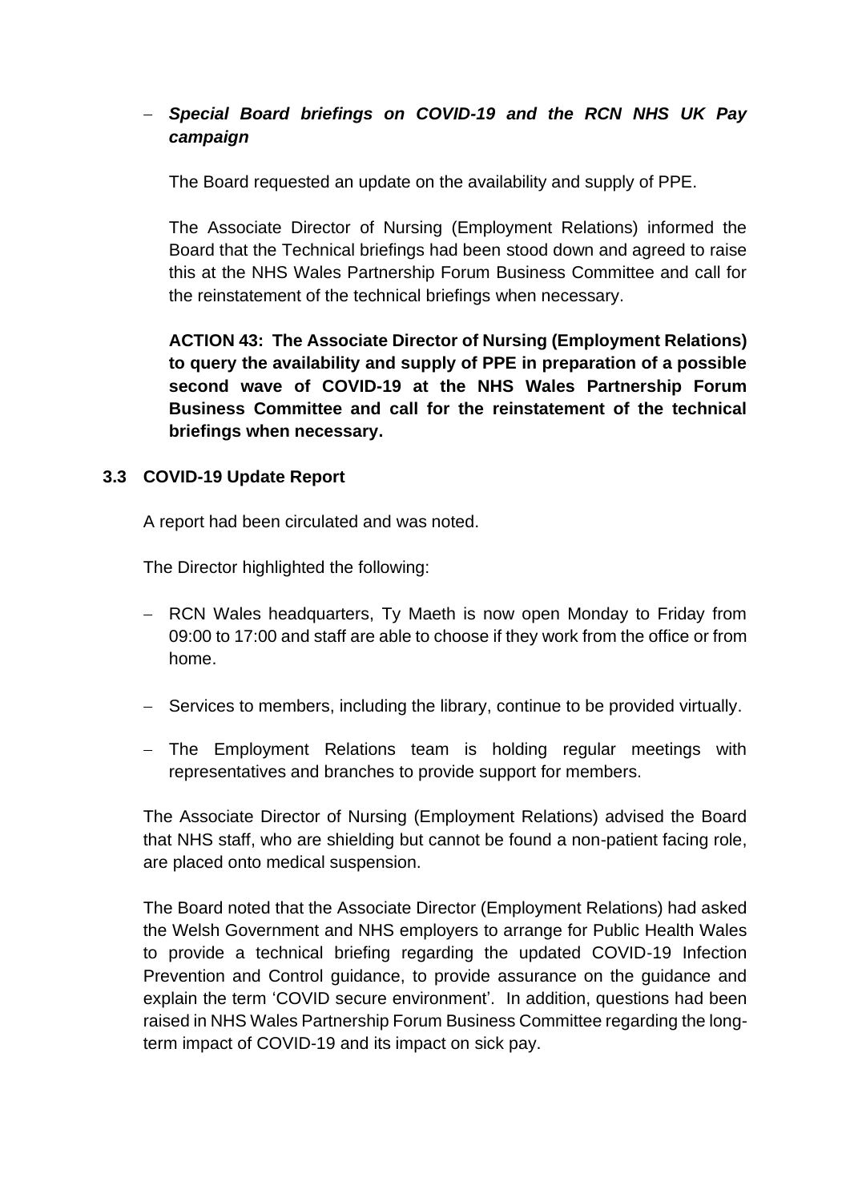- ***Special Board briefings on COVID-19 and the RCN NHS UK Pay campaign***

  The Board requested an update on the availability and supply of PPE.

  The Associate Director of Nursing (Employment Relations) informed the Board that the Technical briefings had been stood down and agreed to raise this at the NHS Wales Partnership Forum Business Committee and call for the reinstatement of the technical briefings when necessary.

  **ACTION 43: The Associate Director of Nursing (Employment Relations) to query the availability and supply of PPE in preparation of a possible second wave of COVID-19 at the NHS Wales Partnership Forum Business Committee and call for the reinstatement of the technical briefings when necessary.**

### 3.3 COVID-19 Update Report

A report had been circulated and was noted.

The Director highlighted the following:

- RCN Wales headquarters, Ty Maeth is now open Monday to Friday from 09:00 to 17:00 and staff are able to choose if they work from the office or from home.
- Services to members, including the library, continue to be provided virtually.
- The Employment Relations team is holding regular meetings with representatives and branches to provide support for members.

The Associate Director of Nursing (Employment Relations) advised the Board that NHS staff, who are shielding but cannot be found a non-patient facing role, are placed onto medical suspension.

The Board noted that the Associate Director (Employment Relations) had asked the Welsh Government and NHS employers to arrange for Public Health Wales to provide a technical briefing regarding the updated COVID-19 Infection Prevention and Control guidance, to provide assurance on the guidance and explain the term 'COVID secure environment'. In addition, questions had been raised in NHS Wales Partnership Forum Business Committee regarding the long-term impact of COVID-19 and its impact on sick pay.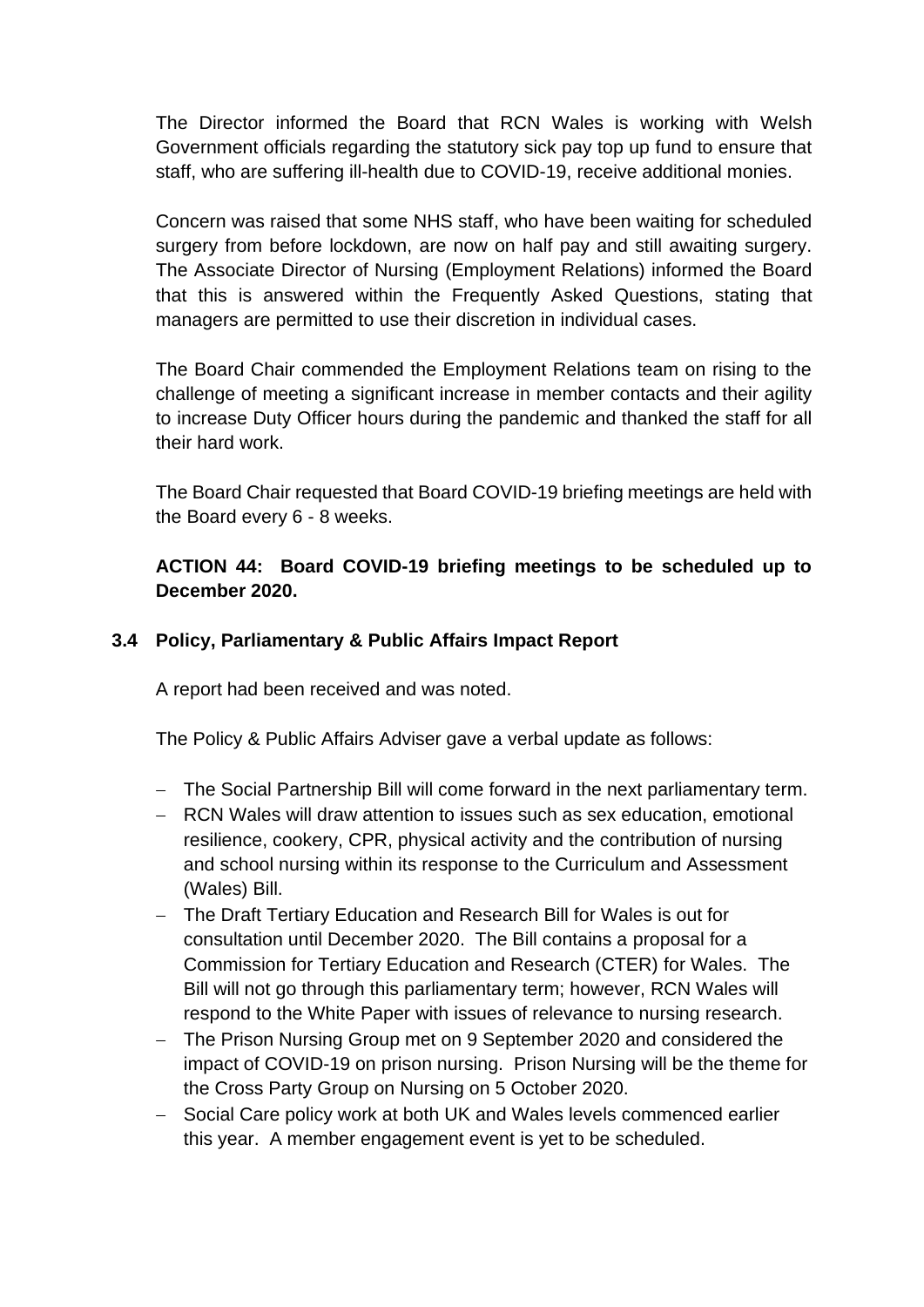The Director informed the Board that RCN Wales is working with Welsh Government officials regarding the statutory sick pay top up fund to ensure that staff, who are suffering ill-health due to COVID-19, receive additional monies.

Concern was raised that some NHS staff, who have been waiting for scheduled surgery from before lockdown, are now on half pay and still awaiting surgery. The Associate Director of Nursing (Employment Relations) informed the Board that this is answered within the Frequently Asked Questions, stating that managers are permitted to use their discretion in individual cases.

The Board Chair commended the Employment Relations team on rising to the challenge of meeting a significant increase in member contacts and their agility to increase Duty Officer hours during the pandemic and thanked the staff for all their hard work.

The Board Chair requested that Board COVID-19 briefing meetings are held with the Board every 6 - 8 weeks.

**ACTION 44: Board COVID-19 briefing meetings to be scheduled up to December 2020.**

### 3.4 Policy, Parliamentary & Public Affairs Impact Report

A report had been received and was noted.

The Policy & Public Affairs Adviser gave a verbal update as follows:

- The Social Partnership Bill will come forward in the next parliamentary term.
- RCN Wales will draw attention to issues such as sex education, emotional resilience, cookery, CPR, physical activity and the contribution of nursing and school nursing within its response to the Curriculum and Assessment (Wales) Bill.
- The Draft Tertiary Education and Research Bill for Wales is out for consultation until December 2020. The Bill contains a proposal for a Commission for Tertiary Education and Research (CTER) for Wales. The Bill will not go through this parliamentary term; however, RCN Wales will respond to the White Paper with issues of relevance to nursing research.
- The Prison Nursing Group met on 9 September 2020 and considered the impact of COVID-19 on prison nursing. Prison Nursing will be the theme for the Cross Party Group on Nursing on 5 October 2020.
- Social Care policy work at both UK and Wales levels commenced earlier this year. A member engagement event is yet to be scheduled.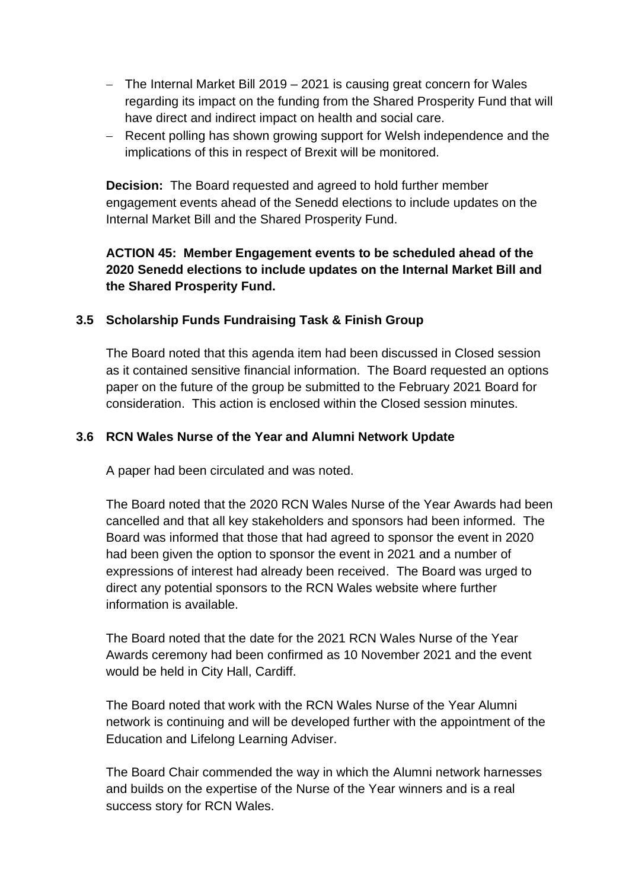- The Internal Market Bill 2019 – 2021 is causing great concern for Wales regarding its impact on the funding from the Shared Prosperity Fund that will have direct and indirect impact on health and social care.
- Recent polling has shown growing support for Welsh independence and the implications of this in respect of Brexit will be monitored.

**Decision:** The Board requested and agreed to hold further member engagement events ahead of the Senedd elections to include updates on the Internal Market Bill and the Shared Prosperity Fund.

**ACTION 45: Member Engagement events to be scheduled ahead of the 2020 Senedd elections to include updates on the Internal Market Bill and the Shared Prosperity Fund.**

### 3.5 Scholarship Funds Fundraising Task & Finish Group

The Board noted that this agenda item had been discussed in Closed session as it contained sensitive financial information. The Board requested an options paper on the future of the group be submitted to the February 2021 Board for consideration. This action is enclosed within the Closed session minutes.

### 3.6 RCN Wales Nurse of the Year and Alumni Network Update

A paper had been circulated and was noted.

The Board noted that the 2020 RCN Wales Nurse of the Year Awards had been cancelled and that all key stakeholders and sponsors had been informed. The Board was informed that those that had agreed to sponsor the event in 2020 had been given the option to sponsor the event in 2021 and a number of expressions of interest had already been received. The Board was urged to direct any potential sponsors to the RCN Wales website where further information is available.

The Board noted that the date for the 2021 RCN Wales Nurse of the Year Awards ceremony had been confirmed as 10 November 2021 and the event would be held in City Hall, Cardiff.

The Board noted that work with the RCN Wales Nurse of the Year Alumni network is continuing and will be developed further with the appointment of the Education and Lifelong Learning Adviser.

The Board Chair commended the way in which the Alumni network harnesses and builds on the expertise of the Nurse of the Year winners and is a real success story for RCN Wales.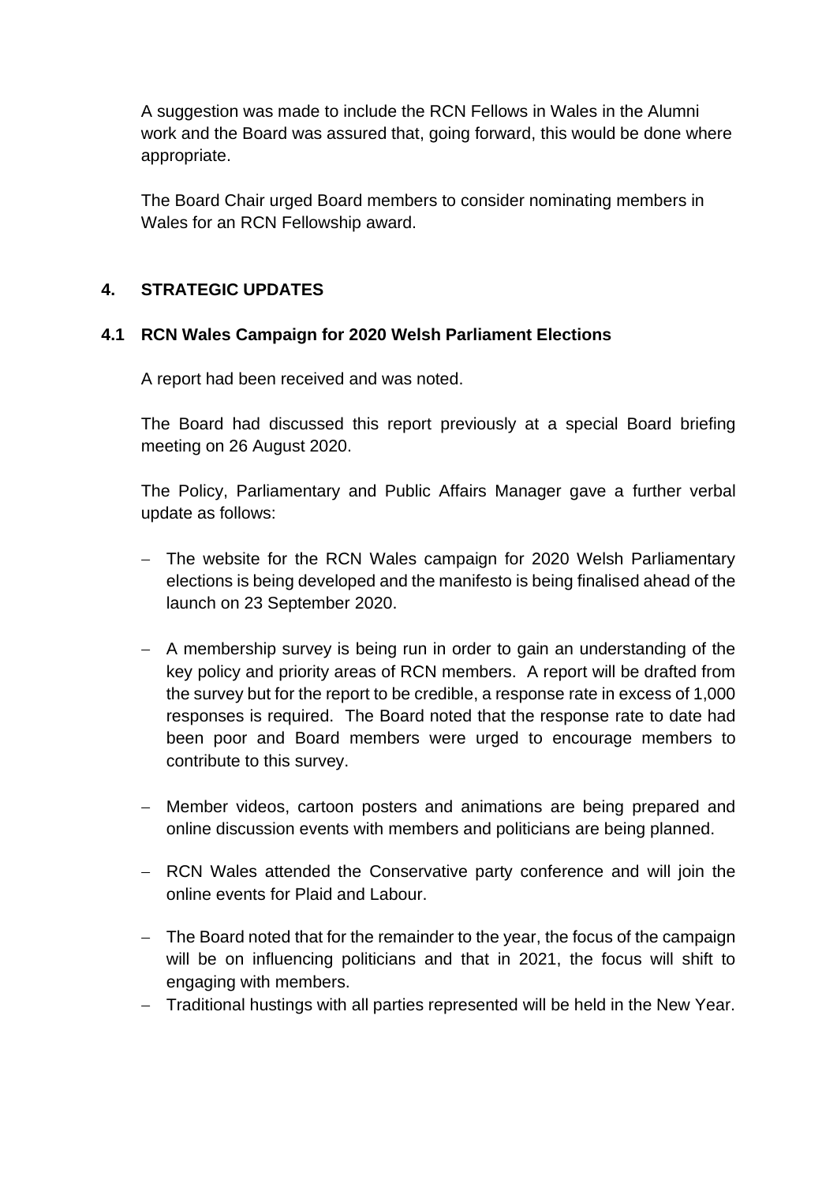A suggestion was made to include the RCN Fellows in Wales in the Alumni work and the Board was assured that, going forward, this would be done where appropriate.

The Board Chair urged Board members to consider nominating members in Wales for an RCN Fellowship award.

## 4. STRATEGIC UPDATES

### 4.1 RCN Wales Campaign for 2020 Welsh Parliament Elections

A report had been received and was noted.

The Board had discussed this report previously at a special Board briefing meeting on 26 August 2020.

The Policy, Parliamentary and Public Affairs Manager gave a further verbal update as follows:

- The website for the RCN Wales campaign for 2020 Welsh Parliamentary elections is being developed and the manifesto is being finalised ahead of the launch on 23 September 2020.
- A membership survey is being run in order to gain an understanding of the key policy and priority areas of RCN members. A report will be drafted from the survey but for the report to be credible, a response rate in excess of 1,000 responses is required. The Board noted that the response rate to date had been poor and Board members were urged to encourage members to contribute to this survey.
- Member videos, cartoon posters and animations are being prepared and online discussion events with members and politicians are being planned.
- RCN Wales attended the Conservative party conference and will join the online events for Plaid and Labour.
- The Board noted that for the remainder to the year, the focus of the campaign will be on influencing politicians and that in 2021, the focus will shift to engaging with members.
- Traditional hustings with all parties represented will be held in the New Year.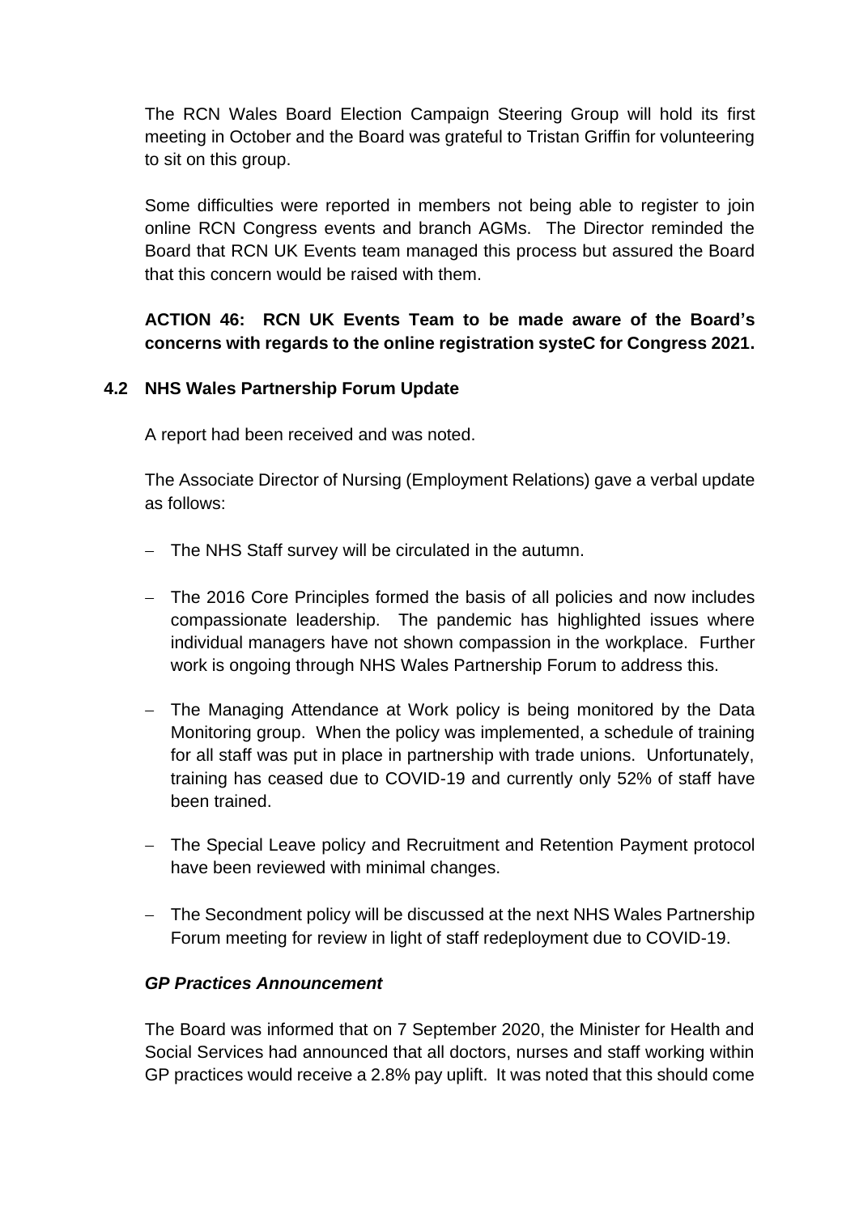The RCN Wales Board Election Campaign Steering Group will hold its first meeting in October and the Board was grateful to Tristan Griffin for volunteering to sit on this group.

Some difficulties were reported in members not being able to register to join online RCN Congress events and branch AGMs. The Director reminded the Board that RCN UK Events team managed this process but assured the Board that this concern would be raised with them.

**ACTION 46: RCN UK Events Team to be made aware of the Board's concerns with regards to the online registration systeC for Congress 2021.**

### 4.2 NHS Wales Partnership Forum Update

A report had been received and was noted.

The Associate Director of Nursing (Employment Relations) gave a verbal update as follows:

- The NHS Staff survey will be circulated in the autumn.
- The 2016 Core Principles formed the basis of all policies and now includes compassionate leadership. The pandemic has highlighted issues where individual managers have not shown compassion in the workplace. Further work is ongoing through NHS Wales Partnership Forum to address this.
- The Managing Attendance at Work policy is being monitored by the Data Monitoring group. When the policy was implemented, a schedule of training for all staff was put in place in partnership with trade unions. Unfortunately, training has ceased due to COVID-19 and currently only 52% of staff have been trained.
- The Special Leave policy and Recruitment and Retention Payment protocol have been reviewed with minimal changes.
- The Secondment policy will be discussed at the next NHS Wales Partnership Forum meeting for review in light of staff redeployment due to COVID-19.

***GP Practices Announcement***

The Board was informed that on 7 September 2020, the Minister for Health and Social Services had announced that all doctors, nurses and staff working within GP practices would receive a 2.8% pay uplift. It was noted that this should come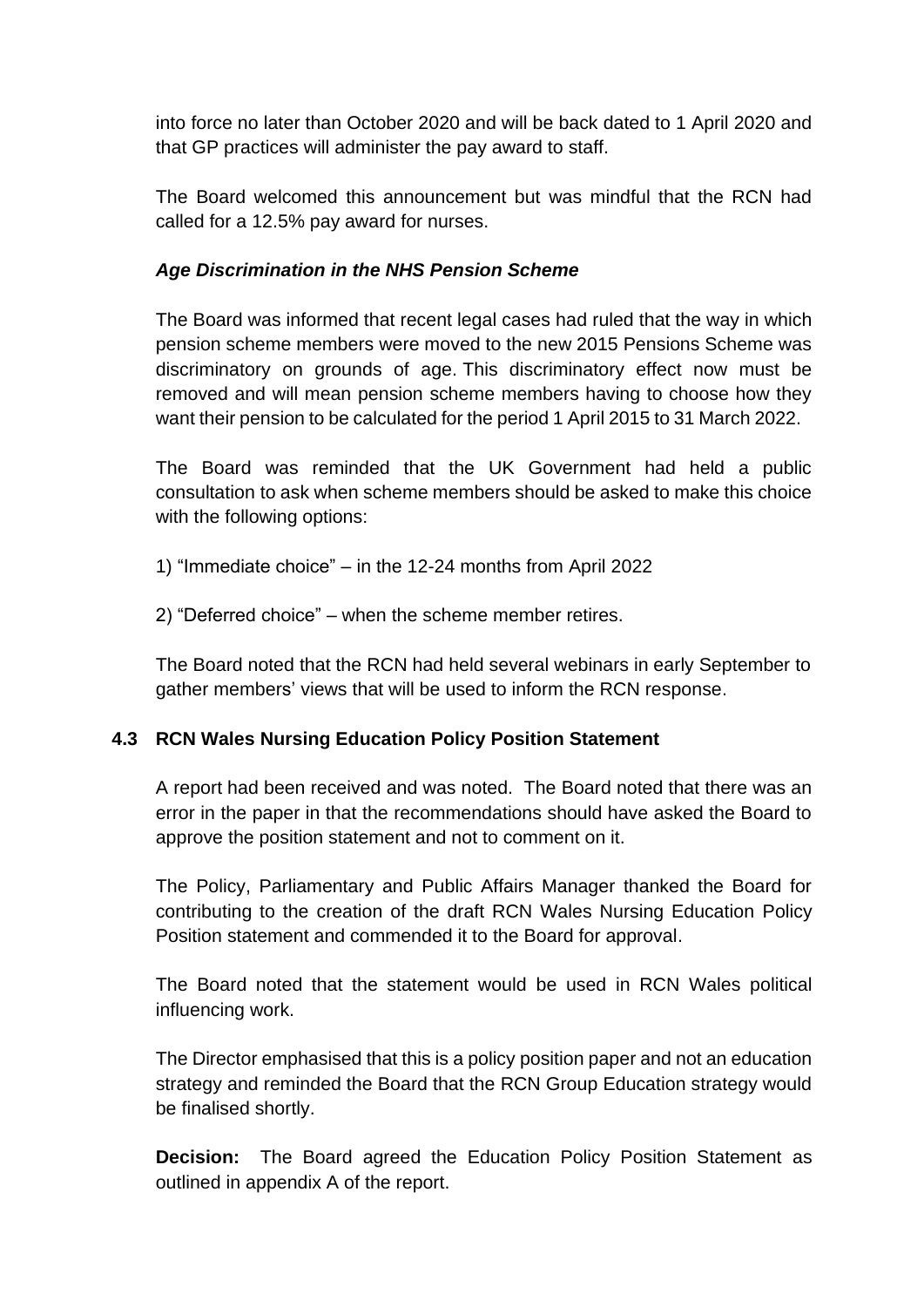into force no later than October 2020 and will be back dated to 1 April 2020 and that GP practices will administer the pay award to staff.

The Board welcomed this announcement but was mindful that the RCN had called for a 12.5% pay award for nurses.

***Age Discrimination in the NHS Pension Scheme***

The Board was informed that recent legal cases had ruled that the way in which pension scheme members were moved to the new 2015 Pensions Scheme was discriminatory on grounds of age. This discriminatory effect now must be removed and will mean pension scheme members having to choose how they want their pension to be calculated for the period 1 April 2015 to 31 March 2022.

The Board was reminded that the UK Government had held a public consultation to ask when scheme members should be asked to make this choice with the following options:

1) "Immediate choice" – in the 12-24 months from April 2022

2) "Deferred choice" – when the scheme member retires.

The Board noted that the RCN had held several webinars in early September to gather members' views that will be used to inform the RCN response.

### 4.3 RCN Wales Nursing Education Policy Position Statement

A report had been received and was noted. The Board noted that there was an error in the paper in that the recommendations should have asked the Board to approve the position statement and not to comment on it.

The Policy, Parliamentary and Public Affairs Manager thanked the Board for contributing to the creation of the draft RCN Wales Nursing Education Policy Position statement and commended it to the Board for approval.

The Board noted that the statement would be used in RCN Wales political influencing work.

The Director emphasised that this is a policy position paper and not an education strategy and reminded the Board that the RCN Group Education strategy would be finalised shortly.

**Decision:** The Board agreed the Education Policy Position Statement as outlined in appendix A of the report.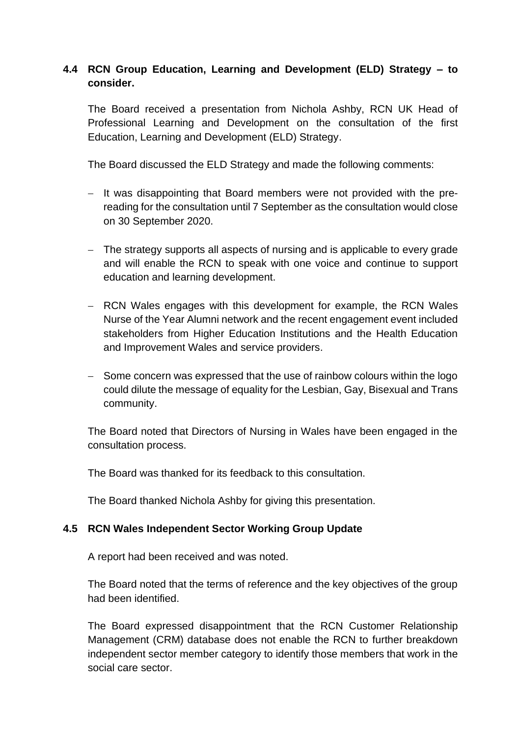### 4.4 RCN Group Education, Learning and Development (ELD) Strategy – to consider.

The Board received a presentation from Nichola Ashby, RCN UK Head of Professional Learning and Development on the consultation of the first Education, Learning and Development (ELD) Strategy.

The Board discussed the ELD Strategy and made the following comments:

- It was disappointing that Board members were not provided with the pre-reading for the consultation until 7 September as the consultation would close on 30 September 2020.
- The strategy supports all aspects of nursing and is applicable to every grade and will enable the RCN to speak with one voice and continue to support education and learning development.
- RCN Wales engages with this development for example, the RCN Wales Nurse of the Year Alumni network and the recent engagement event included stakeholders from Higher Education Institutions and the Health Education and Improvement Wales and service providers.
- Some concern was expressed that the use of rainbow colours within the logo could dilute the message of equality for the Lesbian, Gay, Bisexual and Trans community.

The Board noted that Directors of Nursing in Wales have been engaged in the consultation process.

The Board was thanked for its feedback to this consultation.

The Board thanked Nichola Ashby for giving this presentation.

### 4.5 RCN Wales Independent Sector Working Group Update

A report had been received and was noted.

The Board noted that the terms of reference and the key objectives of the group had been identified.

The Board expressed disappointment that the RCN Customer Relationship Management (CRM) database does not enable the RCN to further breakdown independent sector member category to identify those members that work in the social care sector.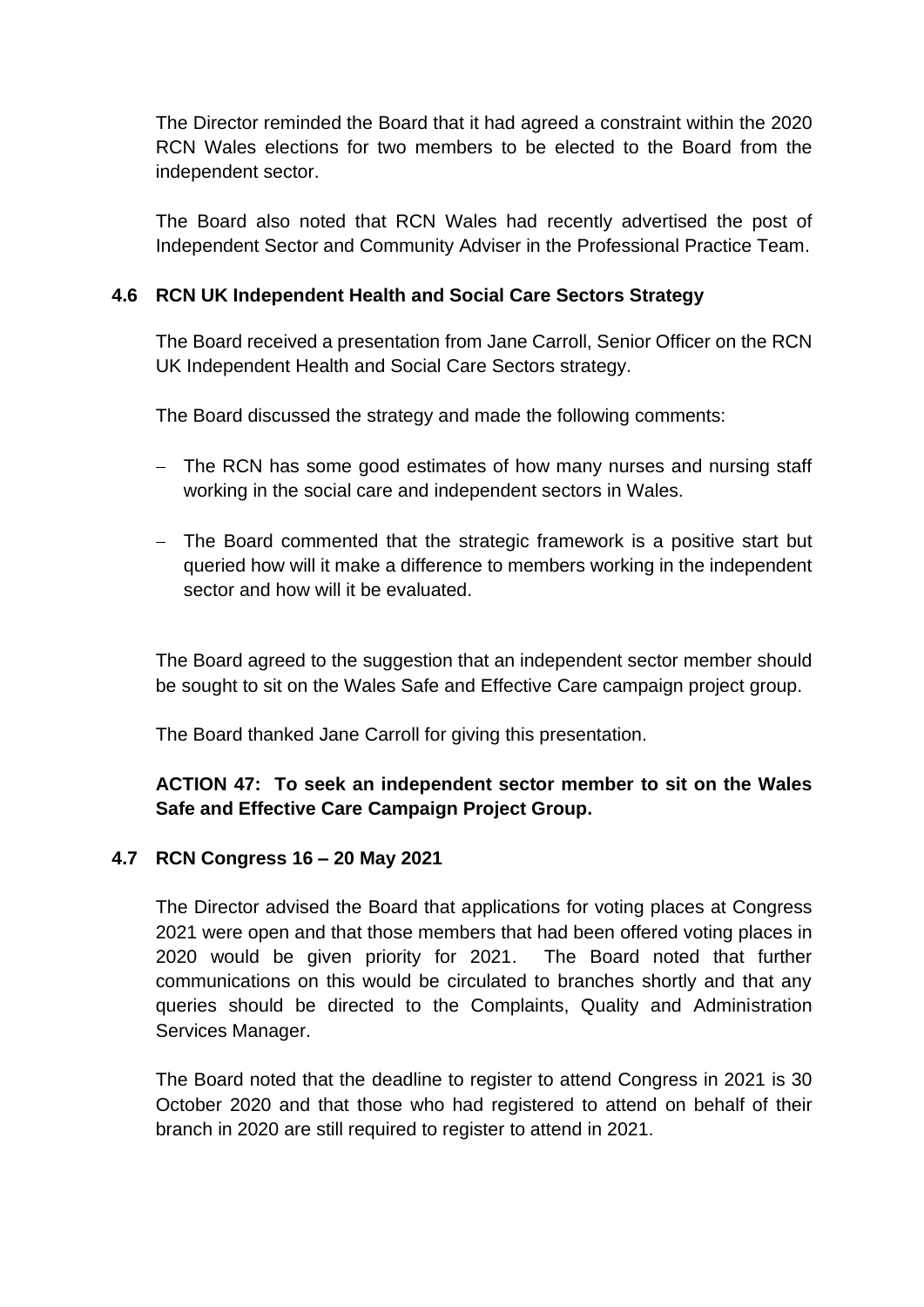The Director reminded the Board that it had agreed a constraint within the 2020 RCN Wales elections for two members to be elected to the Board from the independent sector.

The Board also noted that RCN Wales had recently advertised the post of Independent Sector and Community Adviser in the Professional Practice Team.

### 4.6 RCN UK Independent Health and Social Care Sectors Strategy

The Board received a presentation from Jane Carroll, Senior Officer on the RCN UK Independent Health and Social Care Sectors strategy.

The Board discussed the strategy and made the following comments:

- The RCN has some good estimates of how many nurses and nursing staff working in the social care and independent sectors in Wales.
- The Board commented that the strategic framework is a positive start but queried how will it make a difference to members working in the independent sector and how will it be evaluated.

The Board agreed to the suggestion that an independent sector member should be sought to sit on the Wales Safe and Effective Care campaign project group.

The Board thanked Jane Carroll for giving this presentation.

**ACTION 47: To seek an independent sector member to sit on the Wales Safe and Effective Care Campaign Project Group.**

### 4.7 RCN Congress 16 – 20 May 2021

The Director advised the Board that applications for voting places at Congress 2021 were open and that those members that had been offered voting places in 2020 would be given priority for 2021. The Board noted that further communications on this would be circulated to branches shortly and that any queries should be directed to the Complaints, Quality and Administration Services Manager.

The Board noted that the deadline to register to attend Congress in 2021 is 30 October 2020 and that those who had registered to attend on behalf of their branch in 2020 are still required to register to attend in 2021.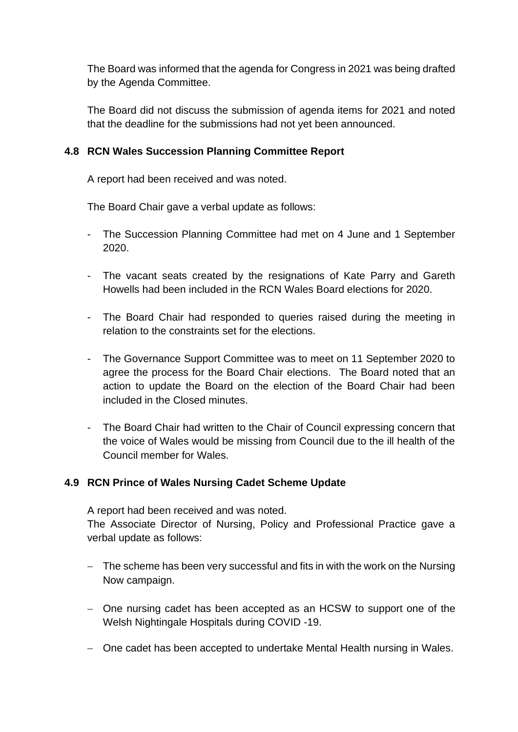The Board was informed that the agenda for Congress in 2021 was being drafted by the Agenda Committee.

The Board did not discuss the submission of agenda items for 2021 and noted that the deadline for the submissions had not yet been announced.

### 4.8 RCN Wales Succession Planning Committee Report

A report had been received and was noted.

The Board Chair gave a verbal update as follows:

- The Succession Planning Committee had met on 4 June and 1 September 2020.
- The vacant seats created by the resignations of Kate Parry and Gareth Howells had been included in the RCN Wales Board elections for 2020.
- The Board Chair had responded to queries raised during the meeting in relation to the constraints set for the elections.
- The Governance Support Committee was to meet on 11 September 2020 to agree the process for the Board Chair elections. The Board noted that an action to update the Board on the election of the Board Chair had been included in the Closed minutes.
- The Board Chair had written to the Chair of Council expressing concern that the voice of Wales would be missing from Council due to the ill health of the Council member for Wales.

### 4.9 RCN Prince of Wales Nursing Cadet Scheme Update

A report had been received and was noted.
The Associate Director of Nursing, Policy and Professional Practice gave a verbal update as follows:

- The scheme has been very successful and fits in with the work on the Nursing Now campaign.
- One nursing cadet has been accepted as an HCSW to support one of the Welsh Nightingale Hospitals during COVID -19.
- One cadet has been accepted to undertake Mental Health nursing in Wales.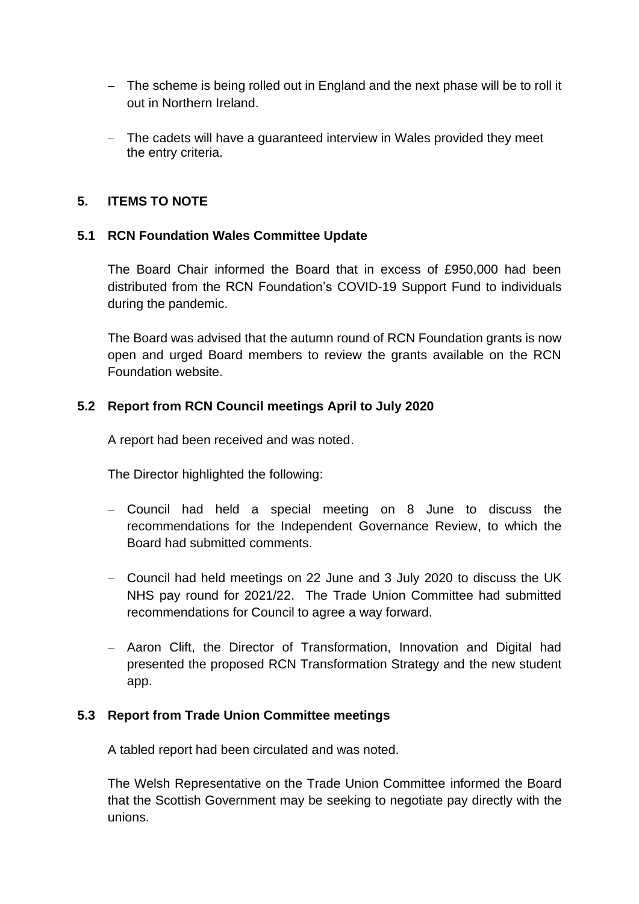- The scheme is being rolled out in England and the next phase will be to roll it out in Northern Ireland.

- The cadets will have a guaranteed interview in Wales provided they meet the entry criteria.

## 5. ITEMS TO NOTE

### 5.1 RCN Foundation Wales Committee Update

The Board Chair informed the Board that in excess of £950,000 had been distributed from the RCN Foundation's COVID-19 Support Fund to individuals during the pandemic.

The Board was advised that the autumn round of RCN Foundation grants is now open and urged Board members to review the grants available on the RCN Foundation website.

### 5.2 Report from RCN Council meetings April to July 2020

A report had been received and was noted.

The Director highlighted the following:

- Council had held a special meeting on 8 June to discuss the recommendations for the Independent Governance Review, to which the Board had submitted comments.

- Council had held meetings on 22 June and 3 July 2020 to discuss the UK NHS pay round for 2021/22. The Trade Union Committee had submitted recommendations for Council to agree a way forward.

- Aaron Clift, the Director of Transformation, Innovation and Digital had presented the proposed RCN Transformation Strategy and the new student app.

### 5.3 Report from Trade Union Committee meetings

A tabled report had been circulated and was noted.

The Welsh Representative on the Trade Union Committee informed the Board that the Scottish Government may be seeking to negotiate pay directly with the unions.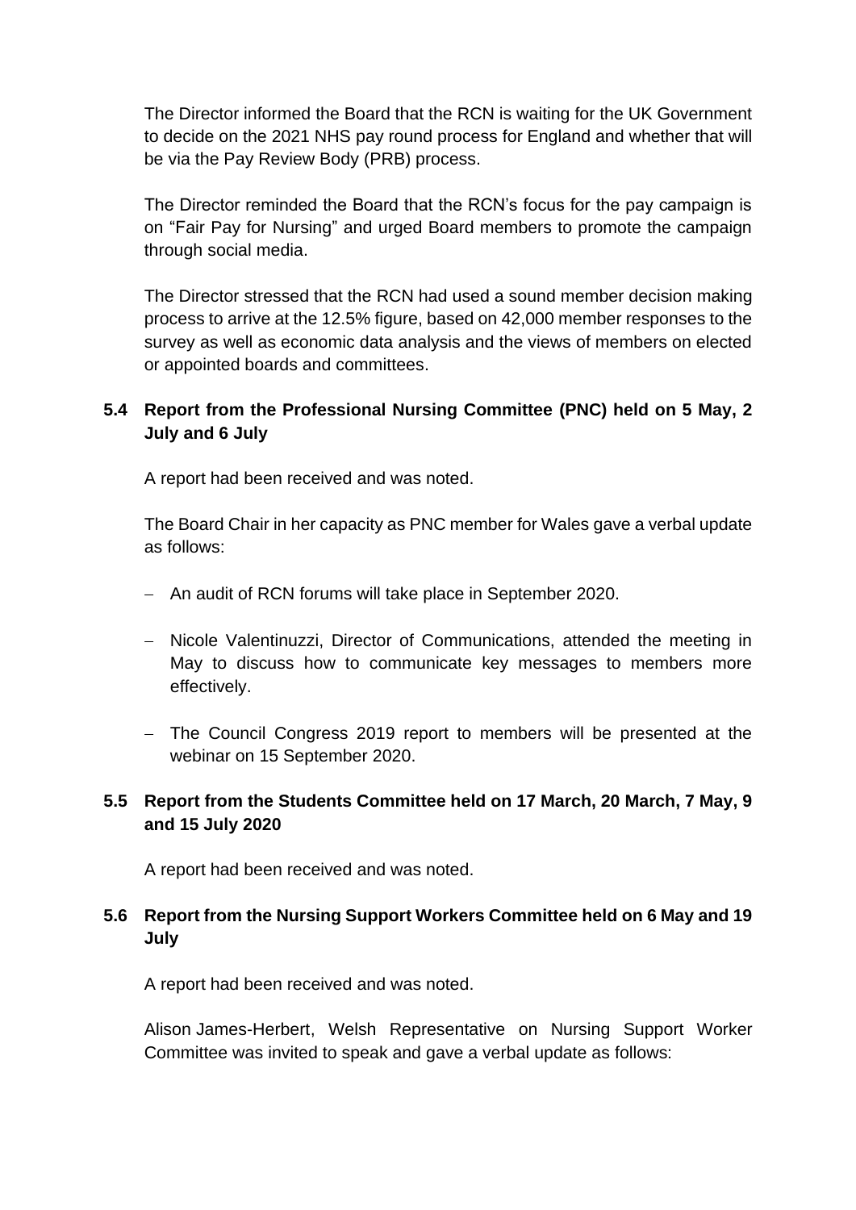The Director informed the Board that the RCN is waiting for the UK Government to decide on the 2021 NHS pay round process for England and whether that will be via the Pay Review Body (PRB) process.

The Director reminded the Board that the RCN's focus for the pay campaign is on "Fair Pay for Nursing" and urged Board members to promote the campaign through social media.

The Director stressed that the RCN had used a sound member decision making process to arrive at the 12.5% figure, based on 42,000 member responses to the survey as well as economic data analysis and the views of members on elected or appointed boards and committees.

### 5.4 Report from the Professional Nursing Committee (PNC) held on 5 May, 2 July and 6 July

A report had been received and was noted.

The Board Chair in her capacity as PNC member for Wales gave a verbal update as follows:

- An audit of RCN forums will take place in September 2020.
- Nicole Valentinuzzi, Director of Communications, attended the meeting in May to discuss how to communicate key messages to members more effectively.
- The Council Congress 2019 report to members will be presented at the webinar on 15 September 2020.

### 5.5 Report from the Students Committee held on 17 March, 20 March, 7 May, 9 and 15 July 2020

A report had been received and was noted.

### 5.6 Report from the Nursing Support Workers Committee held on 6 May and 19 July

A report had been received and was noted.

Alison James-Herbert, Welsh Representative on Nursing Support Worker Committee was invited to speak and gave a verbal update as follows: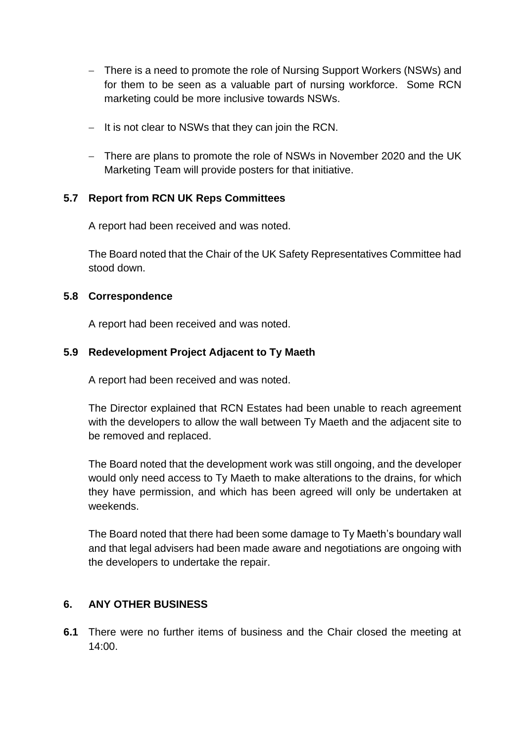- There is a need to promote the role of Nursing Support Workers (NSWs) and for them to be seen as a valuable part of nursing workforce. Some RCN marketing could be more inclusive towards NSWs.

- It is not clear to NSWs that they can join the RCN.

- There are plans to promote the role of NSWs in November 2020 and the UK Marketing Team will provide posters for that initiative.

### 5.7 Report from RCN UK Reps Committees

A report had been received and was noted.

The Board noted that the Chair of the UK Safety Representatives Committee had stood down.

### 5.8 Correspondence

A report had been received and was noted.

### 5.9 Redevelopment Project Adjacent to Ty Maeth

A report had been received and was noted.

The Director explained that RCN Estates had been unable to reach agreement with the developers to allow the wall between Ty Maeth and the adjacent site to be removed and replaced.

The Board noted that the development work was still ongoing, and the developer would only need access to Ty Maeth to make alterations to the drains, for which they have permission, and which has been agreed will only be undertaken at weekends.

The Board noted that there had been some damage to Ty Maeth's boundary wall and that legal advisers had been made aware and negotiations are ongoing with the developers to undertake the repair.

## 6. ANY OTHER BUSINESS

**6.1** There were no further items of business and the Chair closed the meeting at 14:00.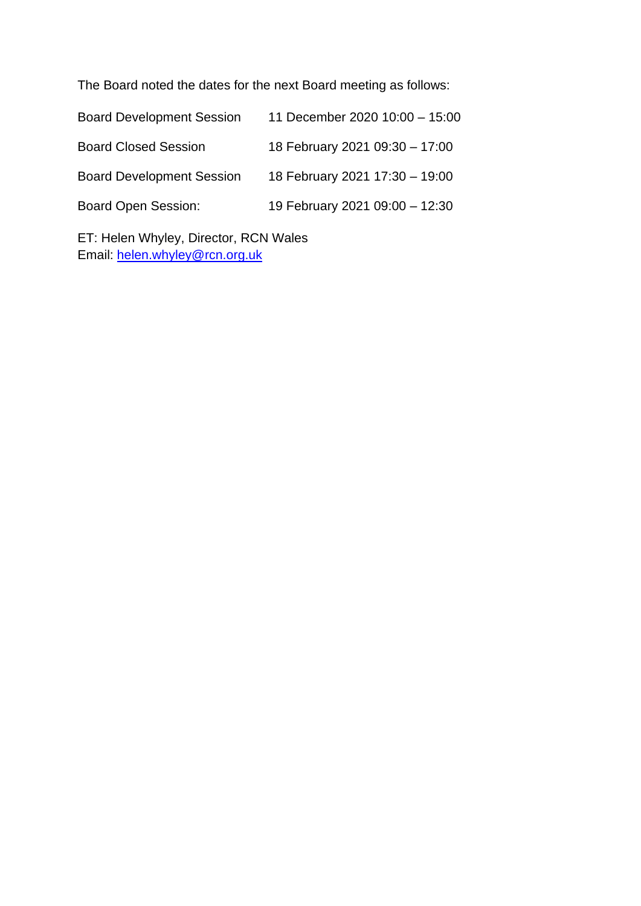The Board noted the dates for the next Board meeting as follows:

| | |
|---|---|
| Board Development Session | 11 December 2020 10:00 – 15:00 |
| Board Closed Session | 18 February 2021 09:30 – 17:00 |
| Board Development Session | 18 February 2021 17:30 – 19:00 |
| Board Open Session: | 19 February 2021 09:00 – 12:30 |

ET: Helen Whyley, Director, RCN Wales
Email: helen.whyley@rcn.org.uk